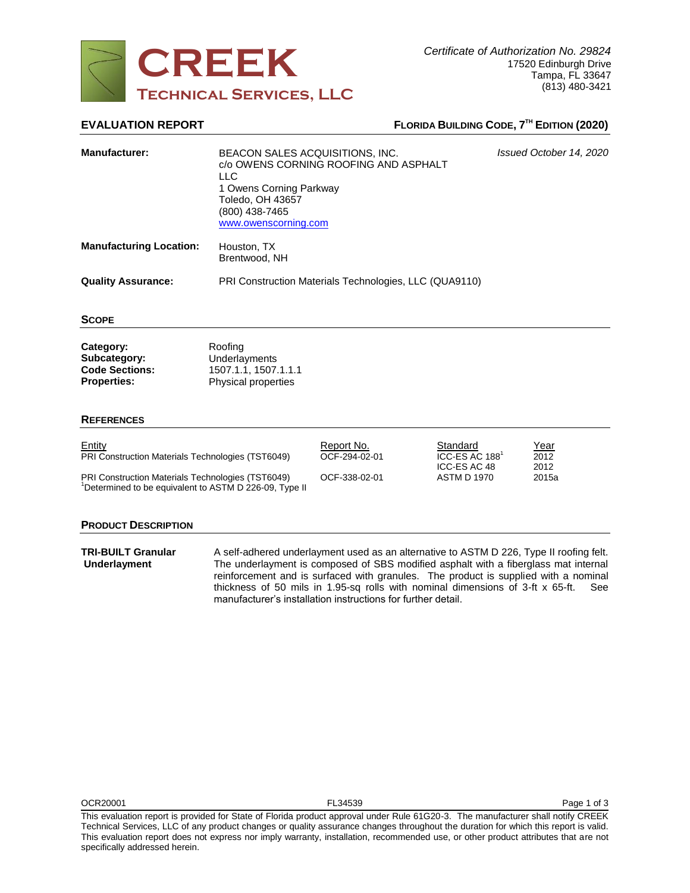# CREEK
## Technical Services, LLC

*Certificate of Authorization No. 29824*
17520 Edinburgh Drive
Tampa, FL 33647
(813) 480-3421

## EVALUATION REPORT

**FLORIDA BUILDING CODE, 7TH EDITION (2020)**

*Issued October 14, 2020*

**Manufacturer:** BEACON SALES ACQUISITIONS, INC.
c/o OWENS CORNING ROOFING AND ASPHALT LLC
1 Owens Corning Parkway
Toledo, OH 43657
(800) 438-7465
www.owenscorning.com

**Manufacturing Location:** Houston, TX
Brentwood, NH

**Quality Assurance:** PRI Construction Materials Technologies, LLC (QUA9110)

## SCOPE

**Category:** Roofing
**Subcategory:** Underlayments
**Code Sections:** 1507.1.1, 1507.1.1.1
**Properties:** Physical properties

## REFERENCES

| Entity | Report No. | Standard | Year |
|---|---|---|---|
| PRI Construction Materials Technologies (TST6049) | OCF-294-02-01 | ICC-ES AC 188[1]<br>ICC-ES AC 48 | 2012<br>2012 |
| PRI Construction Materials Technologies (TST6049) | OCF-338-02-01 | ASTM D 1970 | 2015a |

[1]Determined to be equivalent to ASTM D 226-09, Type II

## PRODUCT DESCRIPTION

**TRI-BUILT Granular Underlayment**

A self-adhered underlayment used as an alternative to ASTM D 226, Type II roofing felt. The underlayment is composed of SBS modified asphalt with a fiberglass mat internal reinforcement and is surfaced with granules. The product is supplied with a nominal thickness of 50 mils in 1.95-sq rolls with nominal dimensions of 3-ft x 65-ft. See manufacturer's installation instructions for further detail.

OCR20001 FL34539

This evaluation report is provided for State of Florida product approval under Rule 61G20-3. The manufacturer shall notify CREEK Technical Services, LLC of any product changes or quality assurance changes throughout the duration for which this report is valid. This evaluation report does not express nor imply warranty, installation, recommended use, or other product attributes that are not specifically addressed herein.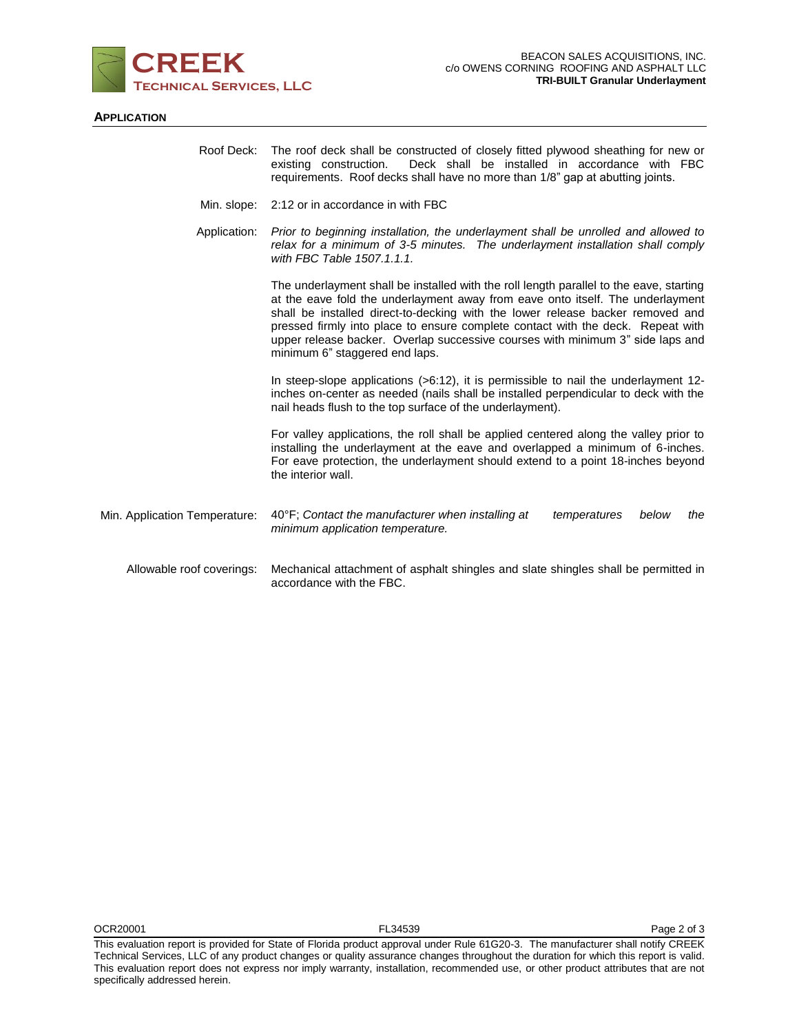## APPLICATION

**Roof Deck:** The roof deck shall be constructed of closely fitted plywood sheathing for new or existing construction. Deck shall be installed in accordance with FBC requirements. Roof decks shall have no more than 1/8" gap at abutting joints.

**Min. slope:** 2:12 or in accordance in with FBC

**Application:** *Prior to beginning installation, the underlayment shall be unrolled and allowed to relax for a minimum of 3-5 minutes. The underlayment installation shall comply with FBC Table 1507.1.1.1.*

The underlayment shall be installed with the roll length parallel to the eave, starting at the eave fold the underlayment away from eave onto itself. The underlayment shall be installed direct-to-decking with the lower release backer removed and pressed firmly into place to ensure complete contact with the deck. Repeat with upper release backer. Overlap successive courses with minimum 3" side laps and minimum 6" staggered end laps.

In steep-slope applications (>6:12), it is permissible to nail the underlayment 12-inches on-center as needed (nails shall be installed perpendicular to deck with the nail heads flush to the top surface of the underlayment).

For valley applications, the roll shall be applied centered along the valley prior to installing the underlayment at the eave and overlapped a minimum of 6-inches. For eave protection, the underlayment should extend to a point 18-inches beyond the interior wall.

**Min. Application Temperature:** 40°F; *Contact the manufacturer when installing at temperatures below the minimum application temperature.*

**Allowable roof coverings:** Mechanical attachment of asphalt shingles and slate shingles shall be permitted in accordance with the FBC.

This evaluation report is provided for State of Florida product approval under Rule 61G20-3. The manufacturer shall notify CREEK Technical Services, LLC of any product changes or quality assurance changes throughout the duration for which this report is valid. This evaluation report does not express nor imply warranty, installation, recommended use, or other product attributes that are not specifically addressed herein.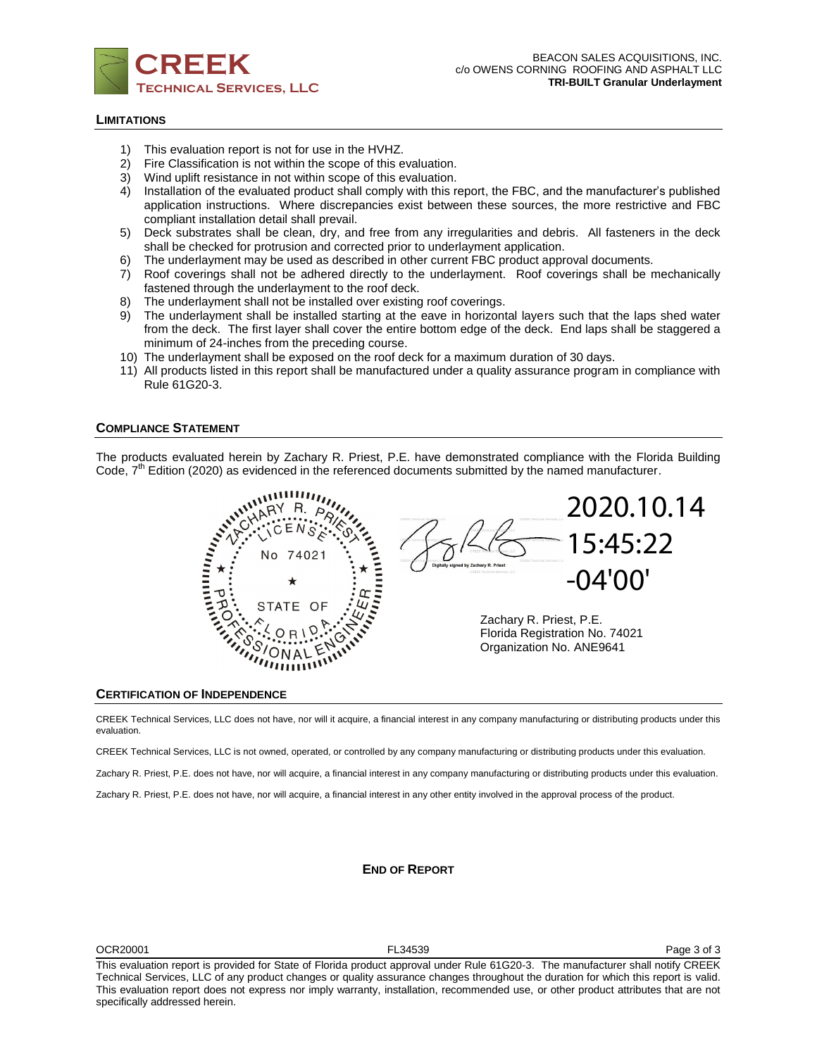## Limitations

1) This evaluation report is not for use in the HVHZ.
2) Fire Classification is not within the scope of this evaluation.
3) Wind uplift resistance in not within scope of this evaluation.
4) Installation of the evaluated product shall comply with this report, the FBC, and the manufacturer's published application instructions. Where discrepancies exist between these sources, the more restrictive and FBC compliant installation detail shall prevail.
5) Deck substrates shall be clean, dry, and free from any irregularities and debris. All fasteners in the deck shall be checked for protrusion and corrected prior to underlayment application.
6) The underlayment may be used as described in other current FBC product approval documents.
7) Roof coverings shall not be adhered directly to the underlayment. Roof coverings shall be mechanically fastened through the underlayment to the roof deck.
8) The underlayment shall not be installed over existing roof coverings.
9) The underlayment shall be installed starting at the eave in horizontal layers such that the laps shed water from the deck. The first layer shall cover the entire bottom edge of the deck. End laps shall be staggered a minimum of 24-inches from the preceding course.
10) The underlayment shall be exposed on the roof deck for a maximum duration of 30 days.
11) All products listed in this report shall be manufactured under a quality assurance program in compliance with Rule 61G20-3.

## Compliance Statement

The products evaluated herein by Zachary R. Priest, P.E. have demonstrated compliance with the Florida Building Code, 7th Edition (2020) as evidenced in the referenced documents submitted by the named manufacturer.

ZACHARY R. PRIEST LICENSE No 74021 STATE OF FLORIDA PROFESSIONAL ENGINEER

Digitally signed by Zachary R. Priest 2020.10.14 15:45:22 -04'00'

Zachary R. Priest, P.E.
Florida Registration No. 74021
Organization No. ANE9641

## Certification of Independence

CREEK Technical Services, LLC does not have, nor will it acquire, a financial interest in any company manufacturing or distributing products under this evaluation.

CREEK Technical Services, LLC is not owned, operated, or controlled by any company manufacturing or distributing products under this evaluation.

Zachary R. Priest, P.E. does not have, nor will acquire, a financial interest in any company manufacturing or distributing products under this evaluation.

Zachary R. Priest, P.E. does not have, nor will acquire, a financial interest in any other entity involved in the approval process of the product.

**End of Report**

This evaluation report is provided for State of Florida product approval under Rule 61G20-3. The manufacturer shall notify CREEK Technical Services, LLC of any product changes or quality assurance changes throughout the duration for which this report is valid. This evaluation report does not express nor imply warranty, installation, recommended use, or other product attributes that are not specifically addressed herein.